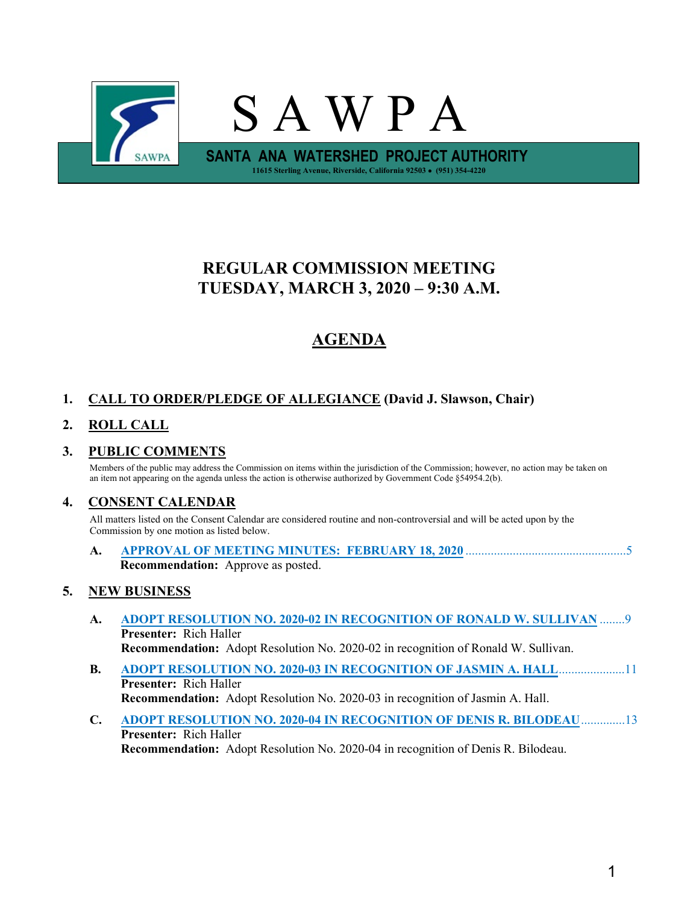# S A W P A

**SANTA ANA WATERSHED PROJECT AUTHORITY**

11615 Sterling Avenue, Riverside, California 92503 • (951) 354-4220

## REGULAR COMMISSION MEETING
## TUESDAY, MARCH 3, 2020 – 9:30 A.M.

## AGENDA

**1. CALL TO ORDER/PLEDGE OF ALLEGIANCE (David J. Slawson, Chair)**

**2. ROLL CALL**

**3. PUBLIC COMMENTS**

Members of the public may address the Commission on items within the jurisdiction of the Commission; however, no action may be taken on an item not appearing on the agenda unless the action is otherwise authorized by Government Code §54954.2(b).

**4. CONSENT CALENDAR**

All matters listed on the Consent Calendar are considered routine and non-controversial and will be acted upon by the Commission by one motion as listed below.

**A. APPROVAL OF MEETING MINUTES: FEBRUARY 18, 2020** ..................................................5
**Recommendation:** Approve as posted.

**5. NEW BUSINESS**

**A. ADOPT RESOLUTION NO. 2020-02 IN RECOGNITION OF RONALD W. SULLIVAN** ........9
**Presenter:** Rich Haller
**Recommendation:** Adopt Resolution No. 2020-02 in recognition of Ronald W. Sullivan.

**B. ADOPT RESOLUTION NO. 2020-03 IN RECOGNITION OF JASMIN A. HALL**.....................11
**Presenter:** Rich Haller
**Recommendation:** Adopt Resolution No. 2020-03 in recognition of Jasmin A. Hall.

**C. ADOPT RESOLUTION NO. 2020-04 IN RECOGNITION OF DENIS R. BILODEAU**..............13
**Presenter:** Rich Haller
**Recommendation:** Adopt Resolution No. 2020-04 in recognition of Denis R. Bilodeau.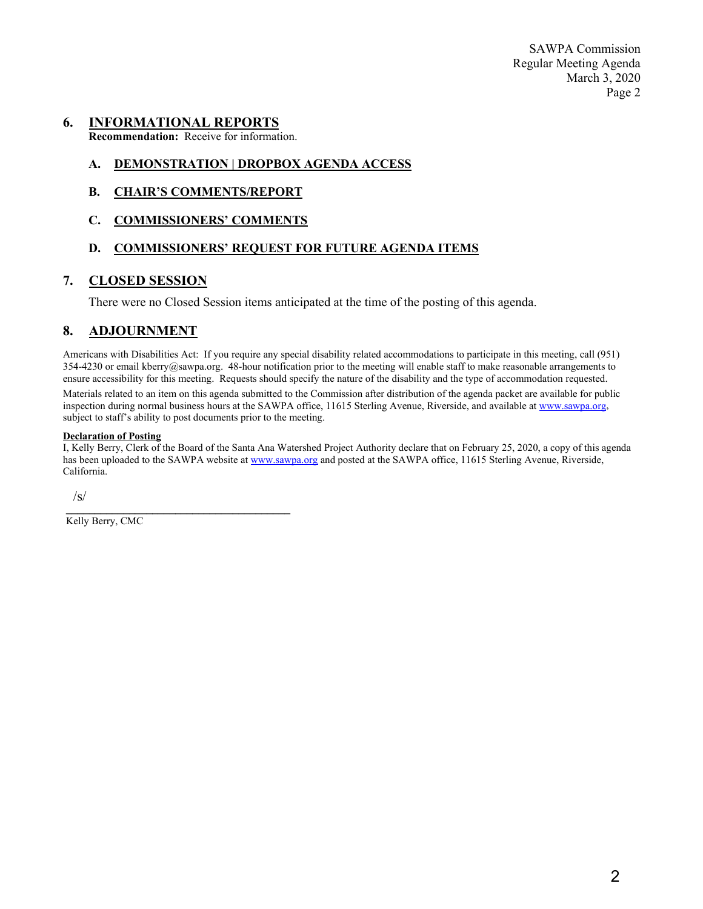## 6. INFORMATIONAL REPORTS

**Recommendation:** Receive for information.

### A. DEMONSTRATION | DROPBOX AGENDA ACCESS

### B. CHAIR'S COMMENTS/REPORT

### C. COMMISSIONERS' COMMENTS

### D. COMMISSIONERS' REQUEST FOR FUTURE AGENDA ITEMS

## 7. CLOSED SESSION

There were no Closed Session items anticipated at the time of the posting of this agenda.

## 8. ADJOURNMENT

Americans with Disabilities Act: If you require any special disability related accommodations to participate in this meeting, call (951) 354-4230 or email kberry@sawpa.org. 48-hour notification prior to the meeting will enable staff to make reasonable arrangements to ensure accessibility for this meeting. Requests should specify the nature of the disability and the type of accommodation requested.

Materials related to an item on this agenda submitted to the Commission after distribution of the agenda packet are available for public inspection during normal business hours at the SAWPA office, 11615 Sterling Avenue, Riverside, and available at www.sawpa.org, subject to staff's ability to post documents prior to the meeting.

**Declaration of Posting**

I, Kelly Berry, Clerk of the Board of the Santa Ana Watershed Project Authority declare that on February 25, 2020, a copy of this agenda has been uploaded to the SAWPA website at www.sawpa.org and posted at the SAWPA office, 11615 Sterling Avenue, Riverside, California.

/s/

\_\_\_\_\_\_\_\_\_\_\_\_\_\_\_\_\_\_\_\_\_\_\_\_\_\_\_\_\_\_\_\_\_\_\_\_\_\_\_\_

Kelly Berry, CMC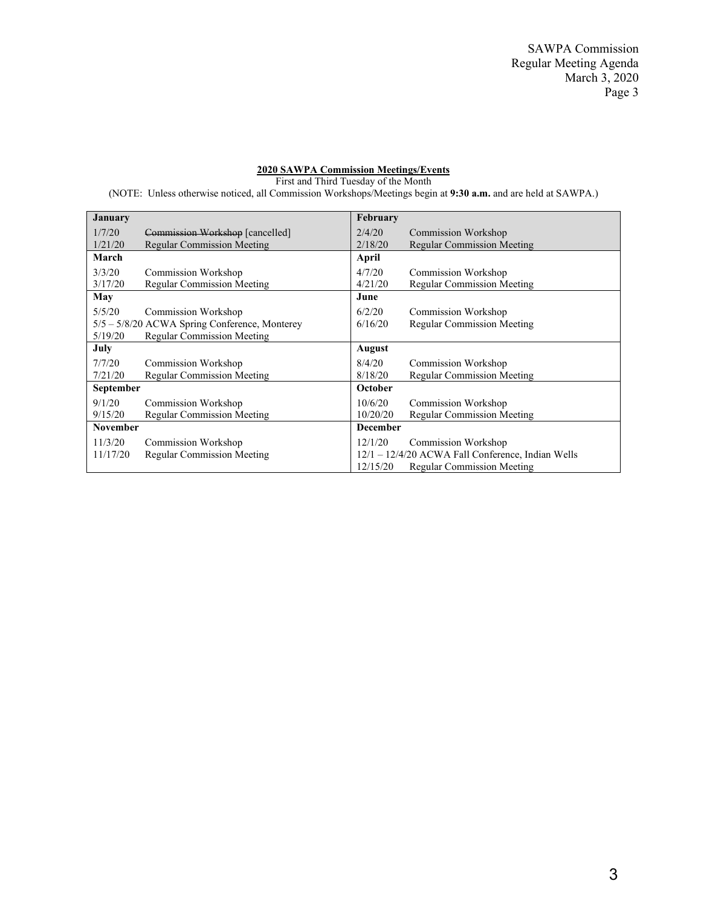**2020 SAWPA Commission Meetings/Events**

First and Third Tuesday of the Month

(NOTE: Unless otherwise noticed, all Commission Workshops/Meetings begin at **9:30 a.m.** and are held at SAWPA.)

| **January** | **February** |
|---|---|
| 1/7/20 ~~Commission Workshop~~ [cancelled]<br>1/21/20 Regular Commission Meeting | 2/4/20 Commission Workshop<br>2/18/20 Regular Commission Meeting |
| **March** | **April** |
| 3/3/20 Commission Workshop<br>3/17/20 Regular Commission Meeting | 4/7/20 Commission Workshop<br>4/21/20 Regular Commission Meeting |
| **May** | **June** |
| 5/5/20 Commission Workshop<br>5/5 – 5/8/20 ACWA Spring Conference, Monterey<br>5/19/20 Regular Commission Meeting | 6/2/20 Commission Workshop<br>6/16/20 Regular Commission Meeting |
| **July** | **August** |
| 7/7/20 Commission Workshop<br>7/21/20 Regular Commission Meeting | 8/4/20 Commission Workshop<br>8/18/20 Regular Commission Meeting |
| **September** | **October** |
| 9/1/20 Commission Workshop<br>9/15/20 Regular Commission Meeting | 10/6/20 Commission Workshop<br>10/20/20 Regular Commission Meeting |
| **November** | **December** |
| 11/3/20 Commission Workshop<br>11/17/20 Regular Commission Meeting | 12/1/20 Commission Workshop<br>12/1 – 12/4/20 ACWA Fall Conference, Indian Wells<br>12/15/20 Regular Commission Meeting |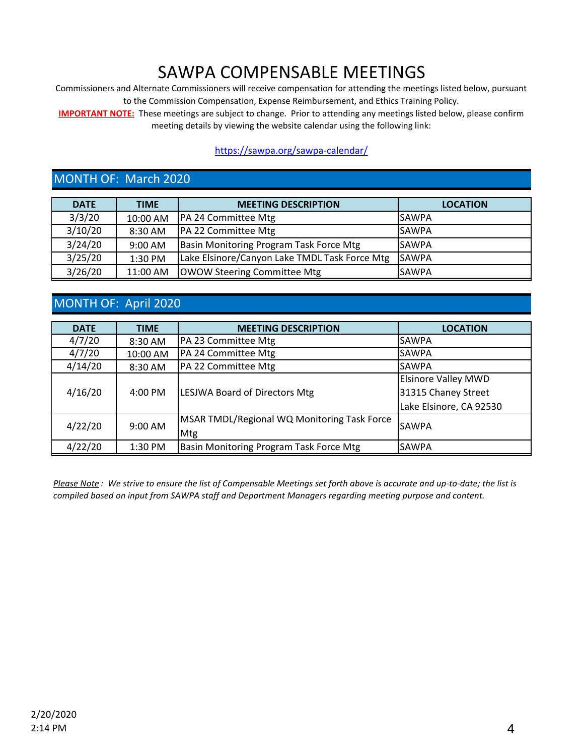# SAWPA COMPENSABLE MEETINGS

Commissioners and Alternate Commissioners will receive compensation for attending the meetings listed below, pursuant to the Commission Compensation, Expense Reimbursement, and Ethics Training Policy.

**IMPORTANT NOTE:** These meetings are subject to change. Prior to attending any meetings listed below, please confirm meeting details by viewing the website calendar using the following link:

https://sawpa.org/sawpa-calendar/

## MONTH OF: March 2020

| DATE | TIME | MEETING DESCRIPTION | LOCATION |
|---|---|---|---|
| 3/3/20 | 10:00 AM | PA 24 Committee Mtg | SAWPA |
| 3/10/20 | 8:30 AM | PA 22 Committee Mtg | SAWPA |
| 3/24/20 | 9:00 AM | Basin Monitoring Program Task Force Mtg | SAWPA |
| 3/25/20 | 1:30 PM | Lake Elsinore/Canyon Lake TMDL Task Force Mtg | SAWPA |
| 3/26/20 | 11:00 AM | OWOW Steering Committee Mtg | SAWPA |

## MONTH OF: April 2020

| DATE | TIME | MEETING DESCRIPTION | LOCATION |
|---|---|---|---|
| 4/7/20 | 8:30 AM | PA 23 Committee Mtg | SAWPA |
| 4/7/20 | 10:00 AM | PA 24 Committee Mtg | SAWPA |
| 4/14/20 | 8:30 AM | PA 22 Committee Mtg | SAWPA |
| 4/16/20 | 4:00 PM | LESJWA Board of Directors Mtg | Elsinore Valley MWD<br>31315 Chaney Street<br>Lake Elsinore, CA 92530 |
| 4/22/20 | 9:00 AM | MSAR TMDL/Regional WQ Monitoring Task Force Mtg | SAWPA |
| 4/22/20 | 1:30 PM | Basin Monitoring Program Task Force Mtg | SAWPA |

*Please Note: We strive to ensure the list of Compensable Meetings set forth above is accurate and up-to-date; the list is compiled based on input from SAWPA staff and Department Managers regarding meeting purpose and content.*

2/20/2020
2:14 PM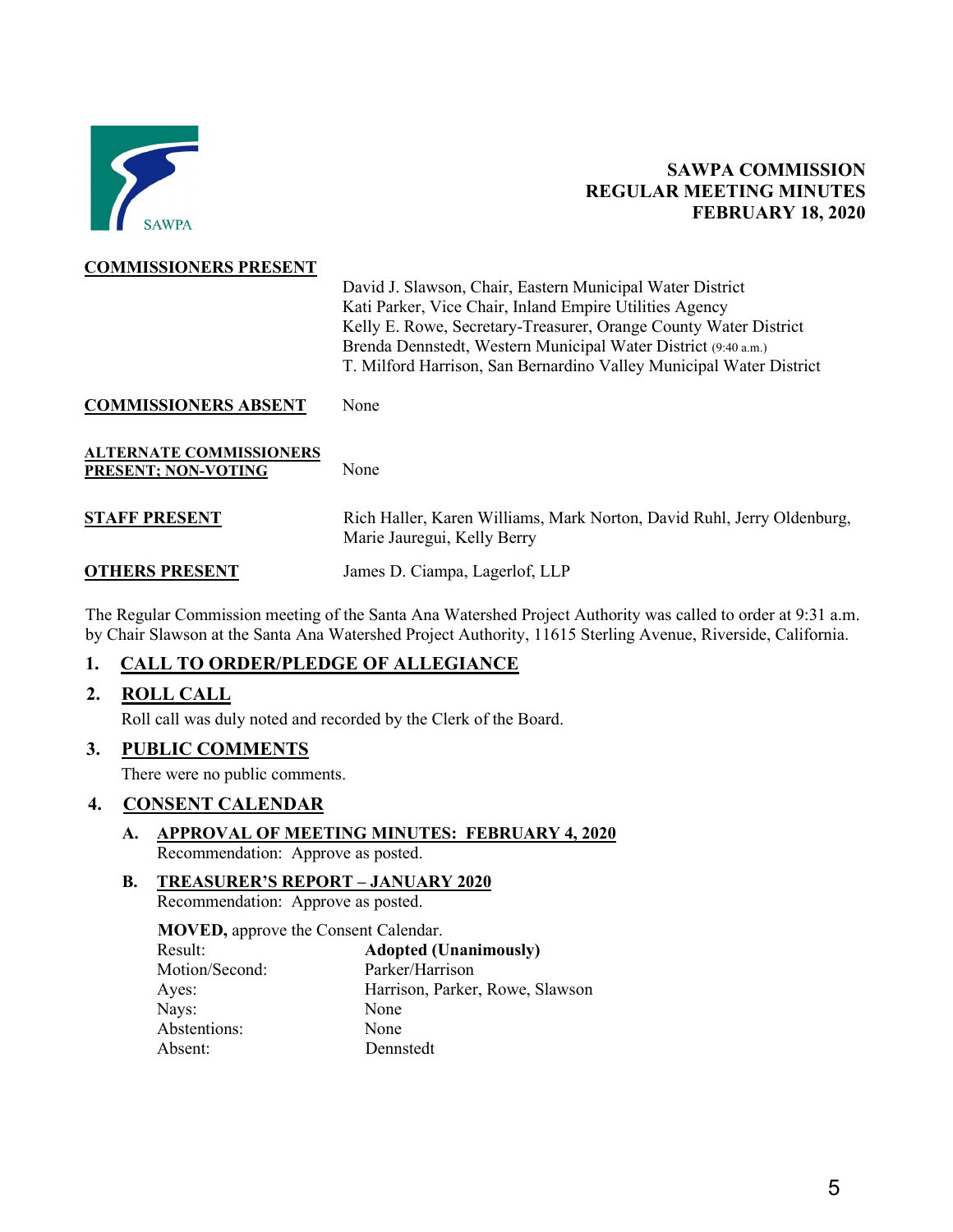**SAWPA COMMISSION**
**REGULAR MEETING MINUTES**
**FEBRUARY 18, 2020**

**COMMISSIONERS PRESENT**

David J. Slawson, Chair, Eastern Municipal Water District
Kati Parker, Vice Chair, Inland Empire Utilities Agency
Kelly E. Rowe, Secretary-Treasurer, Orange County Water District
Brenda Dennstedt, Western Municipal Water District (9:40 a.m.)
T. Milford Harrison, San Bernardino Valley Municipal Water District

**COMMISSIONERS ABSENT** None

**ALTERNATE COMMISSIONERS PRESENT; NON-VOTING** None

**STAFF PRESENT** Rich Haller, Karen Williams, Mark Norton, David Ruhl, Jerry Oldenburg, Marie Jauregui, Kelly Berry

**OTHERS PRESENT** James D. Ciampa, Lagerlof, LLP

The Regular Commission meeting of the Santa Ana Watershed Project Authority was called to order at 9:31 a.m. by Chair Slawson at the Santa Ana Watershed Project Authority, 11615 Sterling Avenue, Riverside, California.

## 1. CALL TO ORDER/PLEDGE OF ALLEGIANCE

## 2. ROLL CALL

Roll call was duly noted and recorded by the Clerk of the Board.

## 3. PUBLIC COMMENTS

There were no public comments.

## 4. CONSENT CALENDAR

### A. APPROVAL OF MEETING MINUTES: FEBRUARY 4, 2020

Recommendation: Approve as posted.

### B. TREASURER'S REPORT – JANUARY 2020

Recommendation: Approve as posted.

**MOVED,** approve the Consent Calendar.

| | |
|---|---|
| Result: | **Adopted (Unanimously)** |
| Motion/Second: | Parker/Harrison |
| Ayes: | Harrison, Parker, Rowe, Slawson |
| Nays: | None |
| Abstentions: | None |
| Absent: | Dennstedt |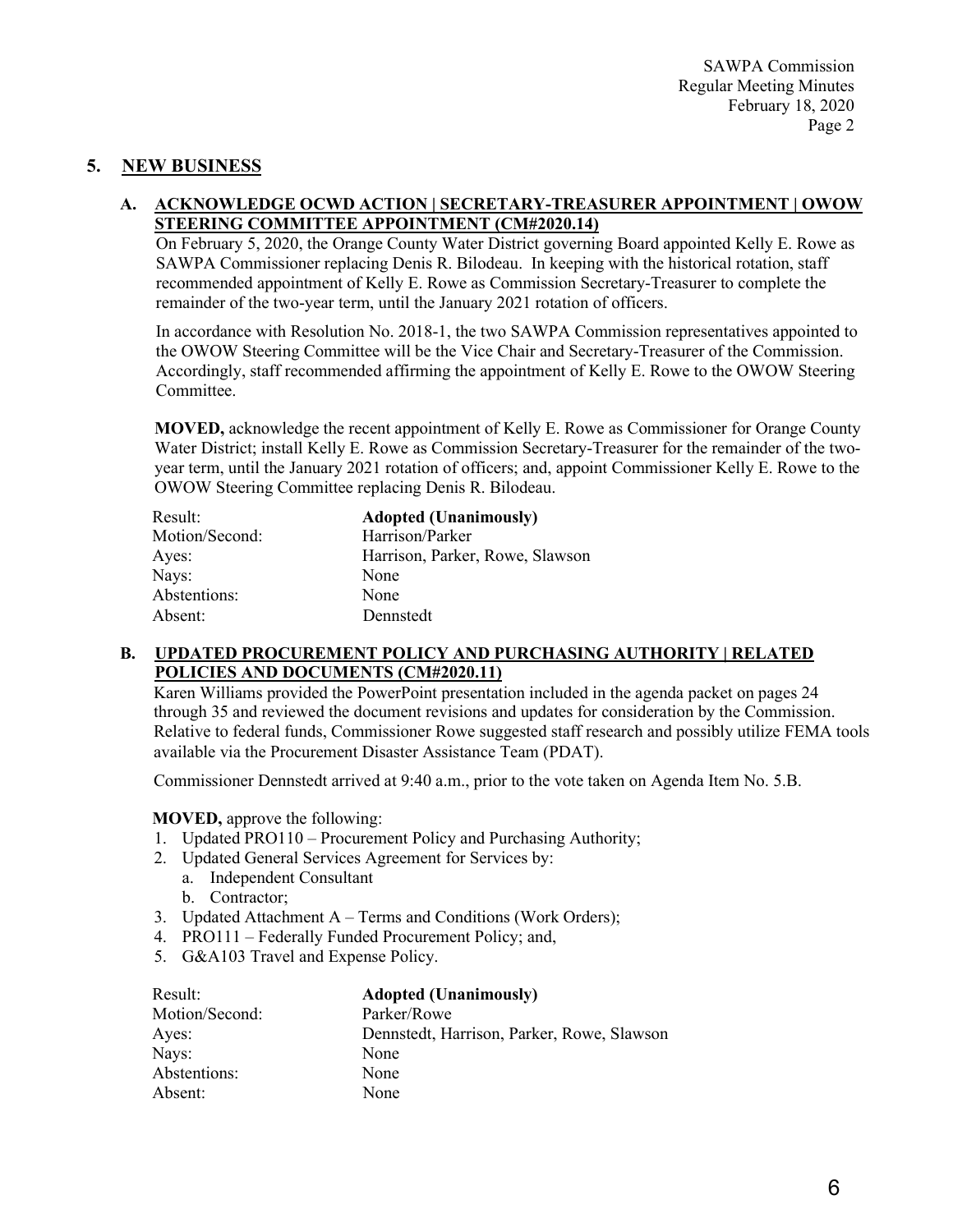## 5. NEW BUSINESS

### A. ACKNOWLEDGE OCWD ACTION | SECRETARY-TREASURER APPOINTMENT | OWOW STEERING COMMITTEE APPOINTMENT (CM#2020.14)

On February 5, 2020, the Orange County Water District governing Board appointed Kelly E. Rowe as SAWPA Commissioner replacing Denis R. Bilodeau. In keeping with the historical rotation, staff recommended appointment of Kelly E. Rowe as Commission Secretary-Treasurer to complete the remainder of the two-year term, until the January 2021 rotation of officers.

In accordance with Resolution No. 2018-1, the two SAWPA Commission representatives appointed to the OWOW Steering Committee will be the Vice Chair and Secretary-Treasurer of the Commission. Accordingly, staff recommended affirming the appointment of Kelly E. Rowe to the OWOW Steering Committee.

**MOVED,** acknowledge the recent appointment of Kelly E. Rowe as Commissioner for Orange County Water District; install Kelly E. Rowe as Commission Secretary-Treasurer for the remainder of the two-year term, until the January 2021 rotation of officers; and, appoint Commissioner Kelly E. Rowe to the OWOW Steering Committee replacing Denis R. Bilodeau.

| | |
|---|---|
| Result: | **Adopted (Unanimously)** |
| Motion/Second: | Harrison/Parker |
| Ayes: | Harrison, Parker, Rowe, Slawson |
| Nays: | None |
| Abstentions: | None |
| Absent: | Dennstedt |

### B. UPDATED PROCUREMENT POLICY AND PURCHASING AUTHORITY | RELATED POLICIES AND DOCUMENTS (CM#2020.11)

Karen Williams provided the PowerPoint presentation included in the agenda packet on pages 24 through 35 and reviewed the document revisions and updates for consideration by the Commission. Relative to federal funds, Commissioner Rowe suggested staff research and possibly utilize FEMA tools available via the Procurement Disaster Assistance Team (PDAT).

Commissioner Dennstedt arrived at 9:40 a.m., prior to the vote taken on Agenda Item No. 5.B.

**MOVED,** approve the following:

1. Updated PRO110 – Procurement Policy and Purchasing Authority;
2. Updated General Services Agreement for Services by:
   a. Independent Consultant
   b. Contractor;
3. Updated Attachment A – Terms and Conditions (Work Orders);
4. PRO111 – Federally Funded Procurement Policy; and,
5. G&A103 Travel and Expense Policy.

| | |
|---|---|
| Result: | **Adopted (Unanimously)** |
| Motion/Second: | Parker/Rowe |
| Ayes: | Dennstedt, Harrison, Parker, Rowe, Slawson |
| Nays: | None |
| Abstentions: | None |
| Absent: | None |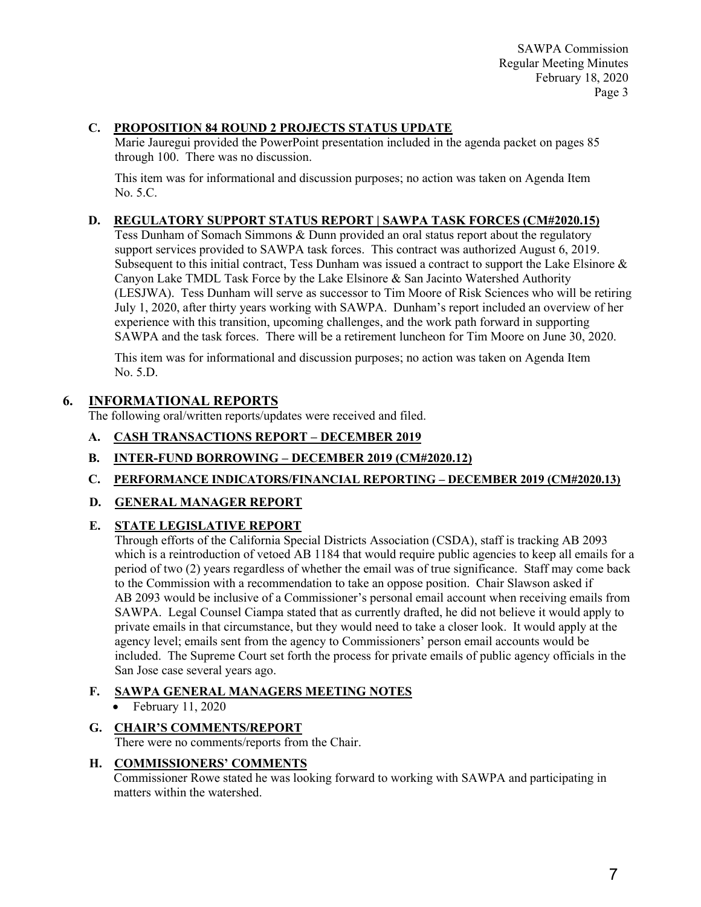### C. PROPOSITION 84 ROUND 2 PROJECTS STATUS UPDATE

Marie Jauregui provided the PowerPoint presentation included in the agenda packet on pages 85 through 100. There was no discussion.

This item was for informational and discussion purposes; no action was taken on Agenda Item No. 5.C.

### D. REGULATORY SUPPORT STATUS REPORT | SAWPA TASK FORCES (CM#2020.15)

Tess Dunham of Somach Simmons & Dunn provided an oral status report about the regulatory support services provided to SAWPA task forces. This contract was authorized August 6, 2019. Subsequent to this initial contract, Tess Dunham was issued a contract to support the Lake Elsinore & Canyon Lake TMDL Task Force by the Lake Elsinore & San Jacinto Watershed Authority (LESJWA). Tess Dunham will serve as successor to Tim Moore of Risk Sciences who will be retiring July 1, 2020, after thirty years working with SAWPA. Dunham's report included an overview of her experience with this transition, upcoming challenges, and the work path forward in supporting SAWPA and the task forces. There will be a retirement luncheon for Tim Moore on June 30, 2020.

This item was for informational and discussion purposes; no action was taken on Agenda Item No. 5.D.

## 6. INFORMATIONAL REPORTS

The following oral/written reports/updates were received and filed.

### A. CASH TRANSACTIONS REPORT – DECEMBER 2019

### B. INTER-FUND BORROWING – DECEMBER 2019 (CM#2020.12)

### C. PERFORMANCE INDICATORS/FINANCIAL REPORTING – DECEMBER 2019 (CM#2020.13)

### D. GENERAL MANAGER REPORT

### E. STATE LEGISLATIVE REPORT

Through efforts of the California Special Districts Association (CSDA), staff is tracking AB 2093 which is a reintroduction of vetoed AB 1184 that would require public agencies to keep all emails for a period of two (2) years regardless of whether the email was of true significance. Staff may come back to the Commission with a recommendation to take an oppose position. Chair Slawson asked if AB 2093 would be inclusive of a Commissioner's personal email account when receiving emails from SAWPA. Legal Counsel Ciampa stated that as currently drafted, he did not believe it would apply to private emails in that circumstance, but they would need to take a closer look. It would apply at the agency level; emails sent from the agency to Commissioners' person email accounts would be included. The Supreme Court set forth the process for private emails of public agency officials in the San Jose case several years ago.

### F. SAWPA GENERAL MANAGERS MEETING NOTES

- February 11, 2020

### G. CHAIR'S COMMENTS/REPORT

There were no comments/reports from the Chair.

### H. COMMISSIONERS' COMMENTS

Commissioner Rowe stated he was looking forward to working with SAWPA and participating in matters within the watershed.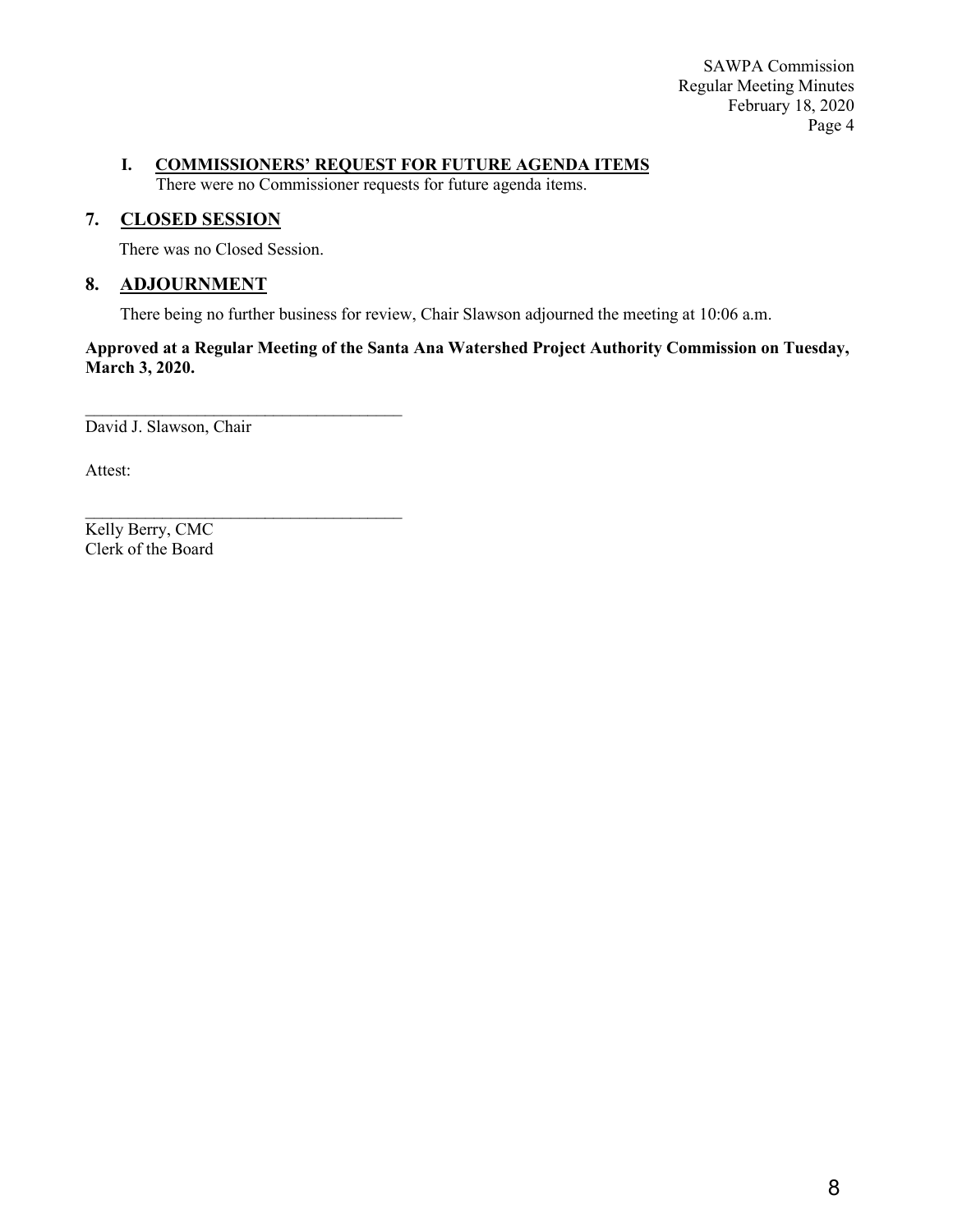### I. COMMISSIONERS' REQUEST FOR FUTURE AGENDA ITEMS

There were no Commissioner requests for future agenda items.

## 7. CLOSED SESSION

There was no Closed Session.

## 8. ADJOURNMENT

There being no further business for review, Chair Slawson adjourned the meeting at 10:06 a.m.

**Approved at a Regular Meeting of the Santa Ana Watershed Project Authority Commission on Tuesday, March 3, 2020.**

\_\_\_\_\_\_\_\_\_\_\_\_\_\_\_\_\_\_\_\_\_\_\_\_\_\_\_\_\_\_\_\_\_\_\_\_\_\_
David J. Slawson, Chair

Attest:

\_\_\_\_\_\_\_\_\_\_\_\_\_\_\_\_\_\_\_\_\_\_\_\_\_\_\_\_\_\_\_\_\_\_\_\_\_\_
Kelly Berry, CMC
Clerk of the Board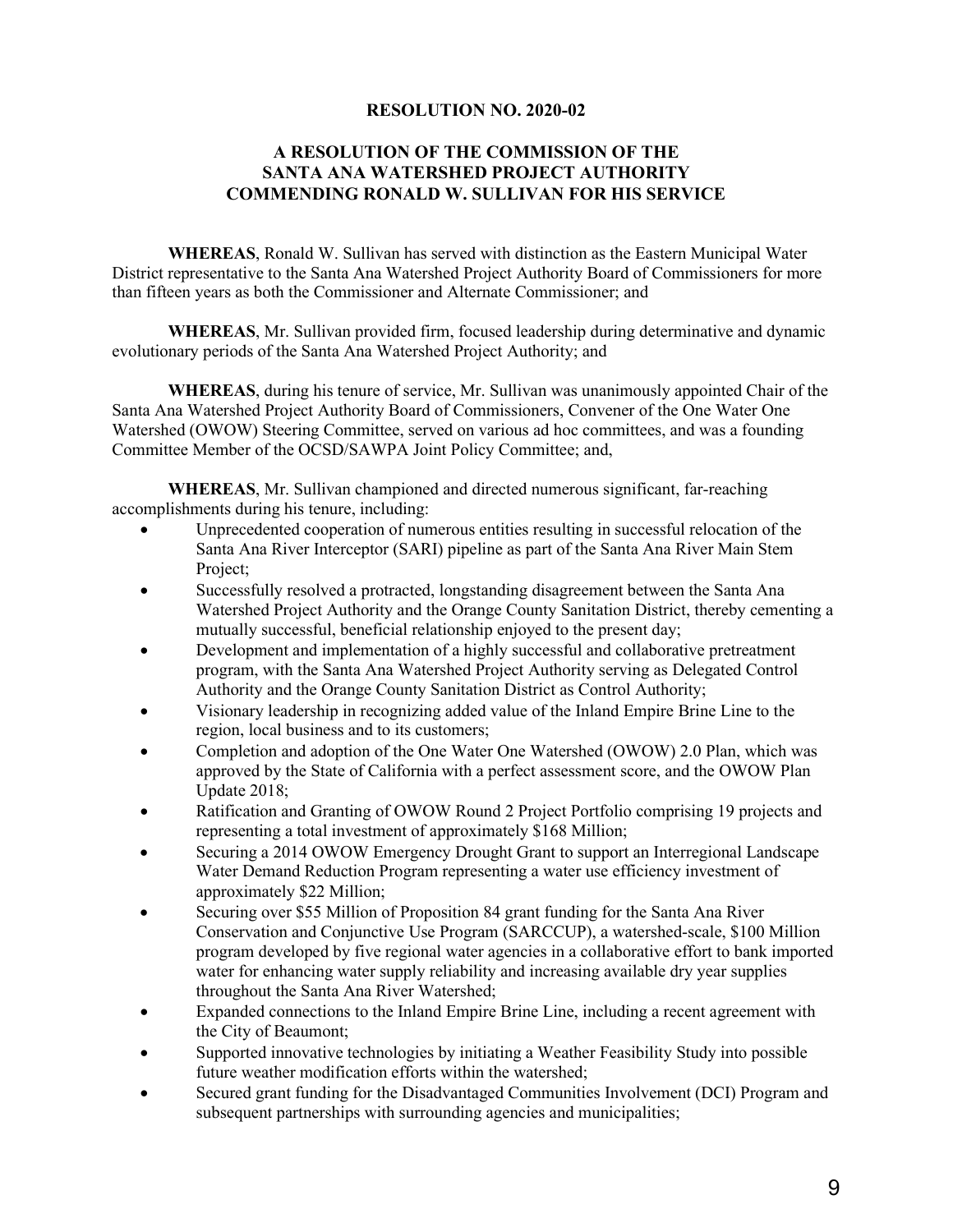**RESOLUTION NO. 2020-02**

**A RESOLUTION OF THE COMMISSION OF THE SANTA ANA WATERSHED PROJECT AUTHORITY COMMENDING RONALD W. SULLIVAN FOR HIS SERVICE**

**WHEREAS**, Ronald W. Sullivan has served with distinction as the Eastern Municipal Water District representative to the Santa Ana Watershed Project Authority Board of Commissioners for more than fifteen years as both the Commissioner and Alternate Commissioner; and

**WHEREAS**, Mr. Sullivan provided firm, focused leadership during determinative and dynamic evolutionary periods of the Santa Ana Watershed Project Authority; and

**WHEREAS**, during his tenure of service, Mr. Sullivan was unanimously appointed Chair of the Santa Ana Watershed Project Authority Board of Commissioners, Convener of the One Water One Watershed (OWOW) Steering Committee, served on various ad hoc committees, and was a founding Committee Member of the OCSD/SAWPA Joint Policy Committee; and,

**WHEREAS**, Mr. Sullivan championed and directed numerous significant, far-reaching accomplishments during his tenure, including:

- Unprecedented cooperation of numerous entities resulting in successful relocation of the Santa Ana River Interceptor (SARI) pipeline as part of the Santa Ana River Main Stem Project;
- Successfully resolved a protracted, longstanding disagreement between the Santa Ana Watershed Project Authority and the Orange County Sanitation District, thereby cementing a mutually successful, beneficial relationship enjoyed to the present day;
- Development and implementation of a highly successful and collaborative pretreatment program, with the Santa Ana Watershed Project Authority serving as Delegated Control Authority and the Orange County Sanitation District as Control Authority;
- Visionary leadership in recognizing added value of the Inland Empire Brine Line to the region, local business and to its customers;
- Completion and adoption of the One Water One Watershed (OWOW) 2.0 Plan, which was approved by the State of California with a perfect assessment score, and the OWOW Plan Update 2018;
- Ratification and Granting of OWOW Round 2 Project Portfolio comprising 19 projects and representing a total investment of approximately $168 Million;
- Securing a 2014 OWOW Emergency Drought Grant to support an Interregional Landscape Water Demand Reduction Program representing a water use efficiency investment of approximately $22 Million;
- Securing over $55 Million of Proposition 84 grant funding for the Santa Ana River Conservation and Conjunctive Use Program (SARCCUP), a watershed-scale, $100 Million program developed by five regional water agencies in a collaborative effort to bank imported water for enhancing water supply reliability and increasing available dry year supplies throughout the Santa Ana River Watershed;
- Expanded connections to the Inland Empire Brine Line, including a recent agreement with the City of Beaumont;
- Supported innovative technologies by initiating a Weather Feasibility Study into possible future weather modification efforts within the watershed;
- Secured grant funding for the Disadvantaged Communities Involvement (DCI) Program and subsequent partnerships with surrounding agencies and municipalities;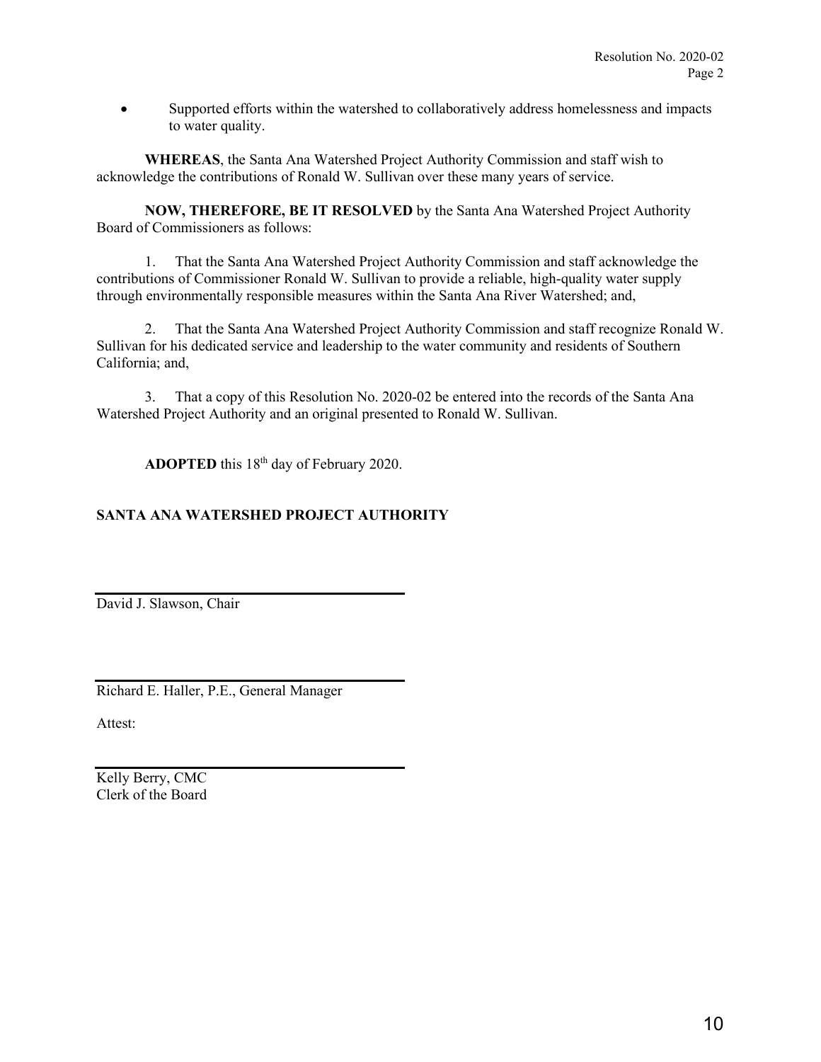- Supported efforts within the watershed to collaboratively address homelessness and impacts to water quality.

**WHEREAS**, the Santa Ana Watershed Project Authority Commission and staff wish to acknowledge the contributions of Ronald W. Sullivan over these many years of service.

**NOW, THEREFORE, BE IT RESOLVED** by the Santa Ana Watershed Project Authority Board of Commissioners as follows:

1. That the Santa Ana Watershed Project Authority Commission and staff acknowledge the contributions of Commissioner Ronald W. Sullivan to provide a reliable, high-quality water supply through environmentally responsible measures within the Santa Ana River Watershed; and,

2. That the Santa Ana Watershed Project Authority Commission and staff recognize Ronald W. Sullivan for his dedicated service and leadership to the water community and residents of Southern California; and,

3. That a copy of this Resolution No. 2020-02 be entered into the records of the Santa Ana Watershed Project Authority and an original presented to Ronald W. Sullivan.

**ADOPTED** this 18th day of February 2020.

**SANTA ANA WATERSHED PROJECT AUTHORITY**

David J. Slawson, Chair

Richard E. Haller, P.E., General Manager

Attest:

Kelly Berry, CMC
Clerk of the Board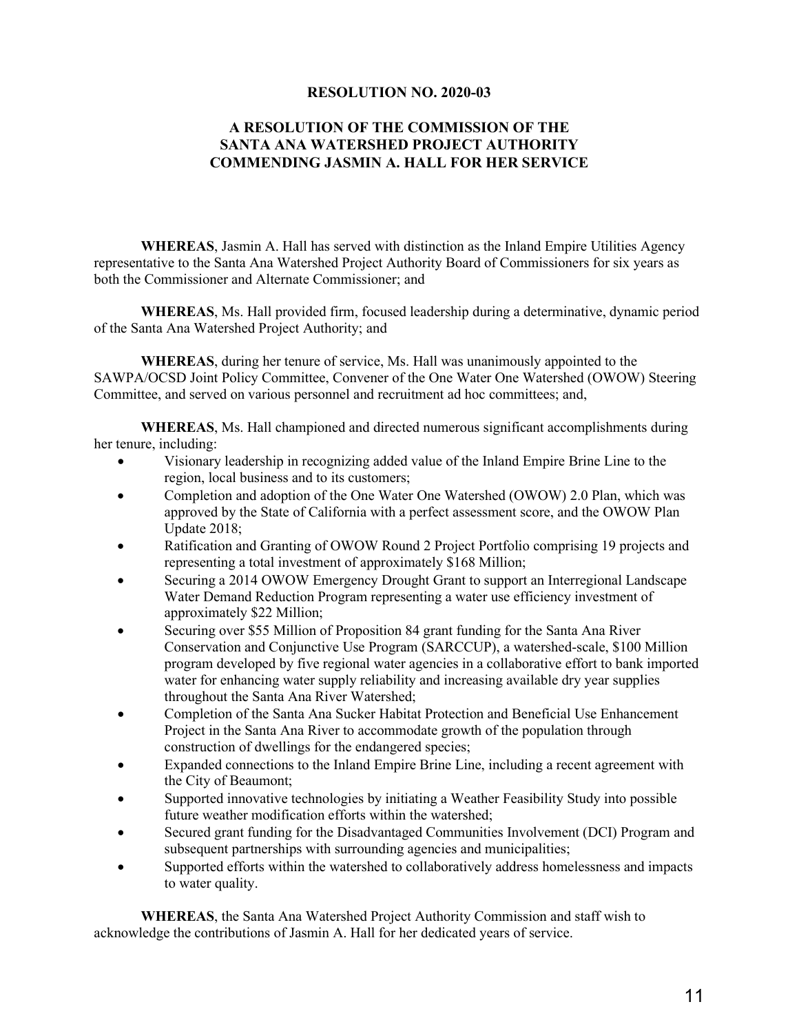**RESOLUTION NO. 2020-03**

**A RESOLUTION OF THE COMMISSION OF THE SANTA ANA WATERSHED PROJECT AUTHORITY COMMENDING JASMIN A. HALL FOR HER SERVICE**

**WHEREAS**, Jasmin A. Hall has served with distinction as the Inland Empire Utilities Agency representative to the Santa Ana Watershed Project Authority Board of Commissioners for six years as both the Commissioner and Alternate Commissioner; and

**WHEREAS**, Ms. Hall provided firm, focused leadership during a determinative, dynamic period of the Santa Ana Watershed Project Authority; and

**WHEREAS**, during her tenure of service, Ms. Hall was unanimously appointed to the SAWPA/OCSD Joint Policy Committee, Convener of the One Water One Watershed (OWOW) Steering Committee, and served on various personnel and recruitment ad hoc committees; and,

**WHEREAS**, Ms. Hall championed and directed numerous significant accomplishments during her tenure, including:

- Visionary leadership in recognizing added value of the Inland Empire Brine Line to the region, local business and to its customers;
- Completion and adoption of the One Water One Watershed (OWOW) 2.0 Plan, which was approved by the State of California with a perfect assessment score, and the OWOW Plan Update 2018;
- Ratification and Granting of OWOW Round 2 Project Portfolio comprising 19 projects and representing a total investment of approximately $168 Million;
- Securing a 2014 OWOW Emergency Drought Grant to support an Interregional Landscape Water Demand Reduction Program representing a water use efficiency investment of approximately $22 Million;
- Securing over $55 Million of Proposition 84 grant funding for the Santa Ana River Conservation and Conjunctive Use Program (SARCCUP), a watershed-scale, $100 Million program developed by five regional water agencies in a collaborative effort to bank imported water for enhancing water supply reliability and increasing available dry year supplies throughout the Santa Ana River Watershed;
- Completion of the Santa Ana Sucker Habitat Protection and Beneficial Use Enhancement Project in the Santa Ana River to accommodate growth of the population through construction of dwellings for the endangered species;
- Expanded connections to the Inland Empire Brine Line, including a recent agreement with the City of Beaumont;
- Supported innovative technologies by initiating a Weather Feasibility Study into possible future weather modification efforts within the watershed;
- Secured grant funding for the Disadvantaged Communities Involvement (DCI) Program and subsequent partnerships with surrounding agencies and municipalities;
- Supported efforts within the watershed to collaboratively address homelessness and impacts to water quality.

**WHEREAS**, the Santa Ana Watershed Project Authority Commission and staff wish to acknowledge the contributions of Jasmin A. Hall for her dedicated years of service.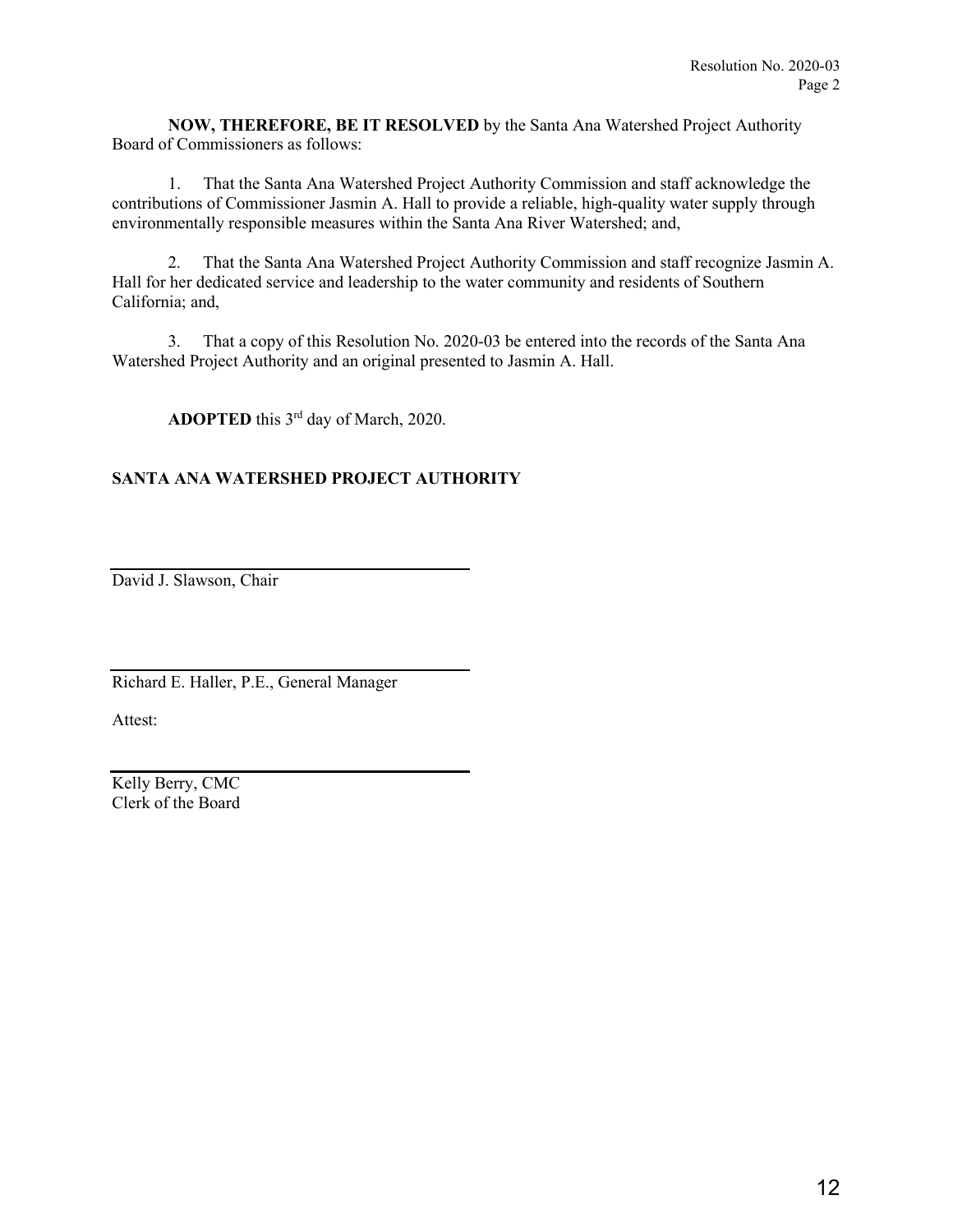**NOW, THEREFORE, BE IT RESOLVED** by the Santa Ana Watershed Project Authority Board of Commissioners as follows:

1. That the Santa Ana Watershed Project Authority Commission and staff acknowledge the contributions of Commissioner Jasmin A. Hall to provide a reliable, high-quality water supply through environmentally responsible measures within the Santa Ana River Watershed; and,

2. That the Santa Ana Watershed Project Authority Commission and staff recognize Jasmin A. Hall for her dedicated service and leadership to the water community and residents of Southern California; and,

3. That a copy of this Resolution No. 2020-03 be entered into the records of the Santa Ana Watershed Project Authority and an original presented to Jasmin A. Hall.

**ADOPTED** this 3rd day of March, 2020.

**SANTA ANA WATERSHED PROJECT AUTHORITY**

\_\_\_\_\_\_\_\_\_\_\_\_\_\_\_\_\_\_\_\_\_\_\_\_\_\_\_\_\_\_\_\_\_\_\_\_\_\_

David J. Slawson, Chair

\_\_\_\_\_\_\_\_\_\_\_\_\_\_\_\_\_\_\_\_\_\_\_\_\_\_\_\_\_\_\_\_\_\_\_\_\_\_

Richard E. Haller, P.E., General Manager

Attest:

\_\_\_\_\_\_\_\_\_\_\_\_\_\_\_\_\_\_\_\_\_\_\_\_\_\_\_\_\_\_\_\_\_\_\_\_\_\_

Kelly Berry, CMC
Clerk of the Board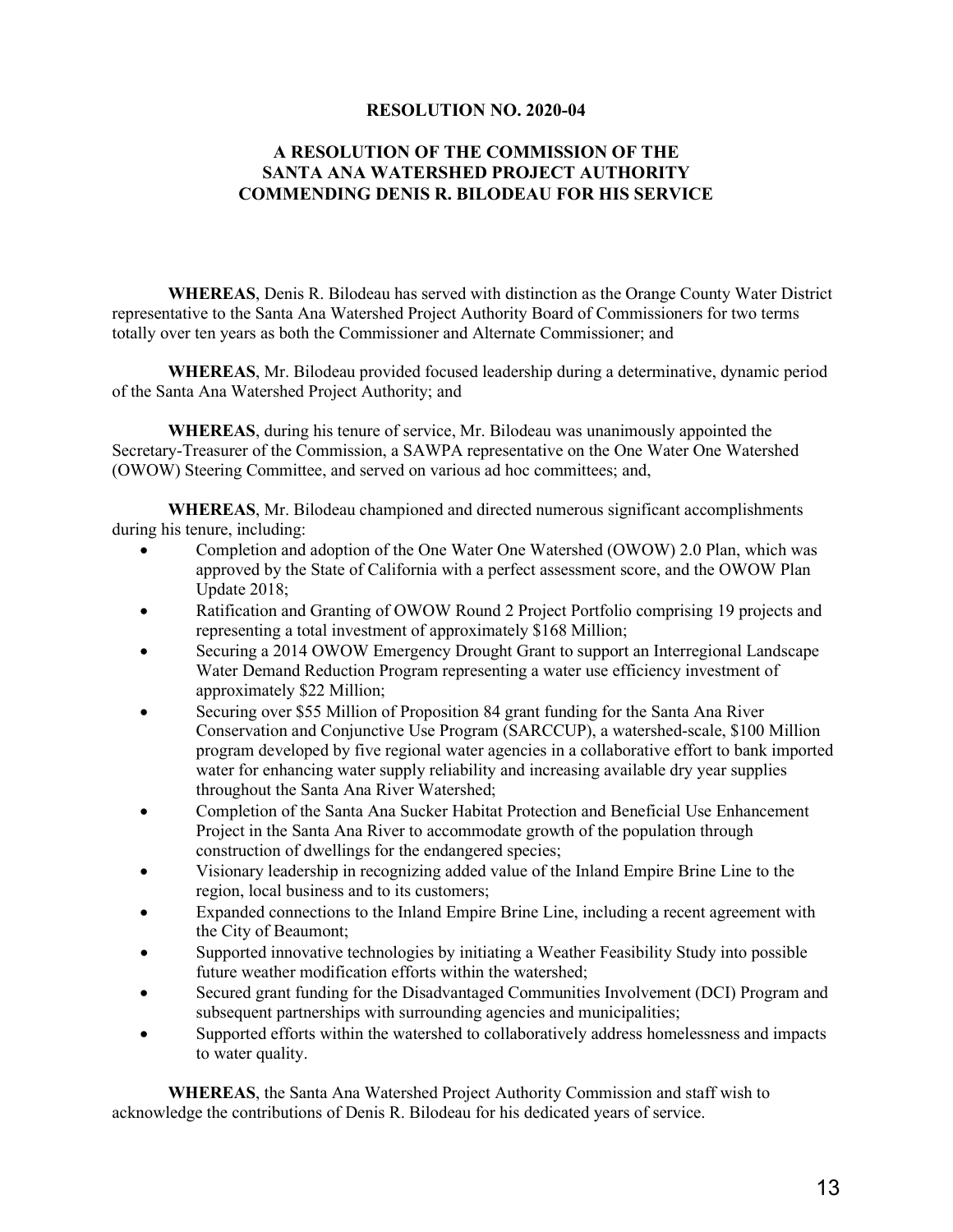**RESOLUTION NO. 2020-04**

**A RESOLUTION OF THE COMMISSION OF THE SANTA ANA WATERSHED PROJECT AUTHORITY COMMENDING DENIS R. BILODEAU FOR HIS SERVICE**

**WHEREAS**, Denis R. Bilodeau has served with distinction as the Orange County Water District representative to the Santa Ana Watershed Project Authority Board of Commissioners for two terms totally over ten years as both the Commissioner and Alternate Commissioner; and

**WHEREAS**, Mr. Bilodeau provided focused leadership during a determinative, dynamic period of the Santa Ana Watershed Project Authority; and

**WHEREAS**, during his tenure of service, Mr. Bilodeau was unanimously appointed the Secretary-Treasurer of the Commission, a SAWPA representative on the One Water One Watershed (OWOW) Steering Committee, and served on various ad hoc committees; and,

**WHEREAS**, Mr. Bilodeau championed and directed numerous significant accomplishments during his tenure, including:

- Completion and adoption of the One Water One Watershed (OWOW) 2.0 Plan, which was approved by the State of California with a perfect assessment score, and the OWOW Plan Update 2018;
- Ratification and Granting of OWOW Round 2 Project Portfolio comprising 19 projects and representing a total investment of approximately $168 Million;
- Securing a 2014 OWOW Emergency Drought Grant to support an Interregional Landscape Water Demand Reduction Program representing a water use efficiency investment of approximately $22 Million;
- Securing over $55 Million of Proposition 84 grant funding for the Santa Ana River Conservation and Conjunctive Use Program (SARCCUP), a watershed-scale, $100 Million program developed by five regional water agencies in a collaborative effort to bank imported water for enhancing water supply reliability and increasing available dry year supplies throughout the Santa Ana River Watershed;
- Completion of the Santa Ana Sucker Habitat Protection and Beneficial Use Enhancement Project in the Santa Ana River to accommodate growth of the population through construction of dwellings for the endangered species;
- Visionary leadership in recognizing added value of the Inland Empire Brine Line to the region, local business and to its customers;
- Expanded connections to the Inland Empire Brine Line, including a recent agreement with the City of Beaumont;
- Supported innovative technologies by initiating a Weather Feasibility Study into possible future weather modification efforts within the watershed;
- Secured grant funding for the Disadvantaged Communities Involvement (DCI) Program and subsequent partnerships with surrounding agencies and municipalities;
- Supported efforts within the watershed to collaboratively address homelessness and impacts to water quality.

**WHEREAS**, the Santa Ana Watershed Project Authority Commission and staff wish to acknowledge the contributions of Denis R. Bilodeau for his dedicated years of service.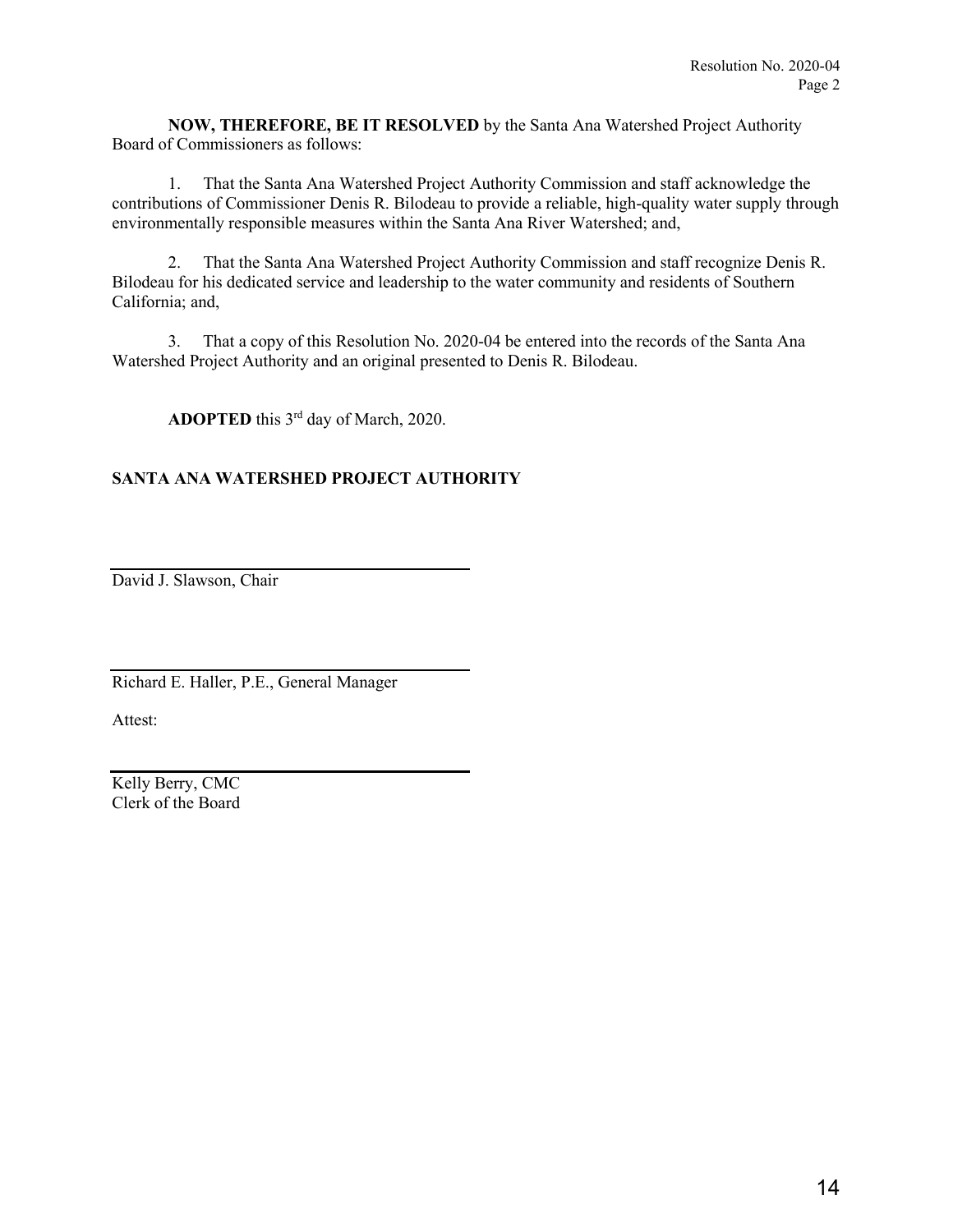**NOW, THEREFORE, BE IT RESOLVED** by the Santa Ana Watershed Project Authority Board of Commissioners as follows:

1. That the Santa Ana Watershed Project Authority Commission and staff acknowledge the contributions of Commissioner Denis R. Bilodeau to provide a reliable, high-quality water supply through environmentally responsible measures within the Santa Ana River Watershed; and,

2. That the Santa Ana Watershed Project Authority Commission and staff recognize Denis R. Bilodeau for his dedicated service and leadership to the water community and residents of Southern California; and,

3. That a copy of this Resolution No. 2020-04 be entered into the records of the Santa Ana Watershed Project Authority and an original presented to Denis R. Bilodeau.

**ADOPTED** this 3rd day of March, 2020.

**SANTA ANA WATERSHED PROJECT AUTHORITY**

David J. Slawson, Chair

Richard E. Haller, P.E., General Manager

Attest:

Kelly Berry, CMC
Clerk of the Board